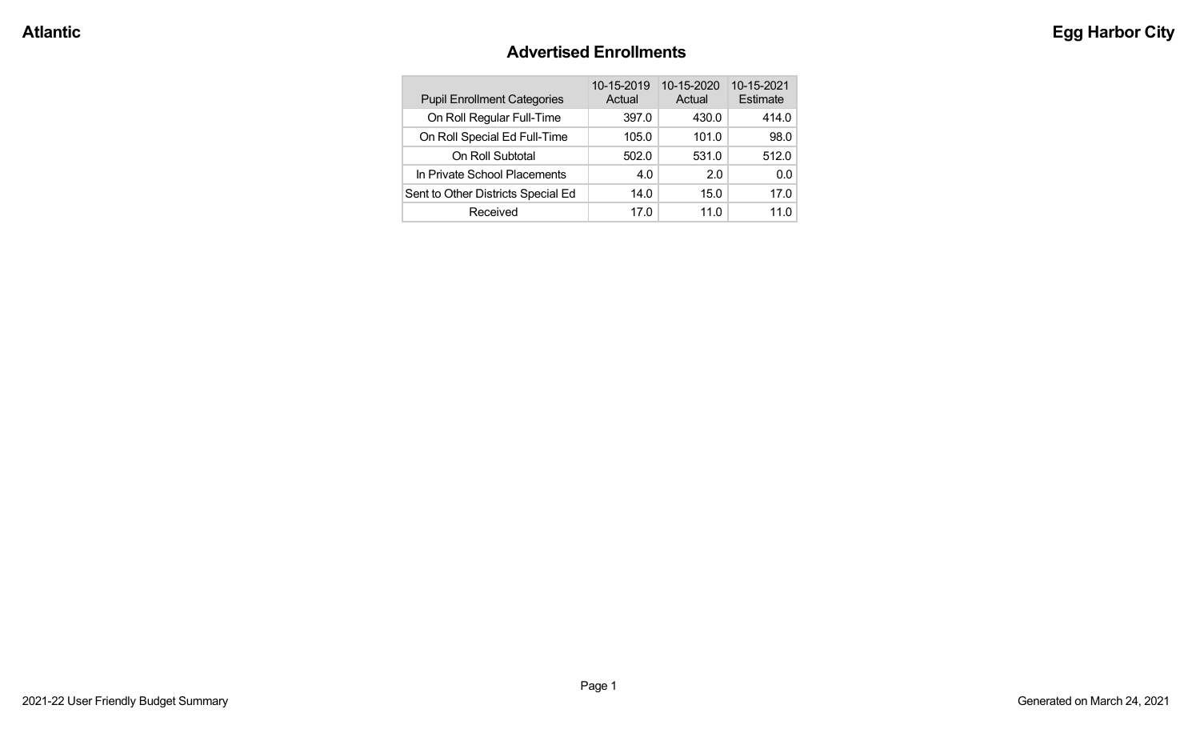## Advertised Enrollments

| Pupil Enrollment Categories | 10-15-2019 Actual | 10-15-2020 Actual | 10-15-2021 Estimate |
|---|---|---|---|
| On Roll Regular Full-Time | 397.0 | 430.0 | 414.0 |
| On Roll Special Ed Full-Time | 105.0 | 101.0 | 98.0 |
| On Roll Subtotal | 502.0 | 531.0 | 512.0 |
| In Private School Placements | 4.0 | 2.0 | 0.0 |
| Sent to Other Districts Special Ed | 14.0 | 15.0 | 17.0 |
| Received | 17.0 | 11.0 | 11.0 |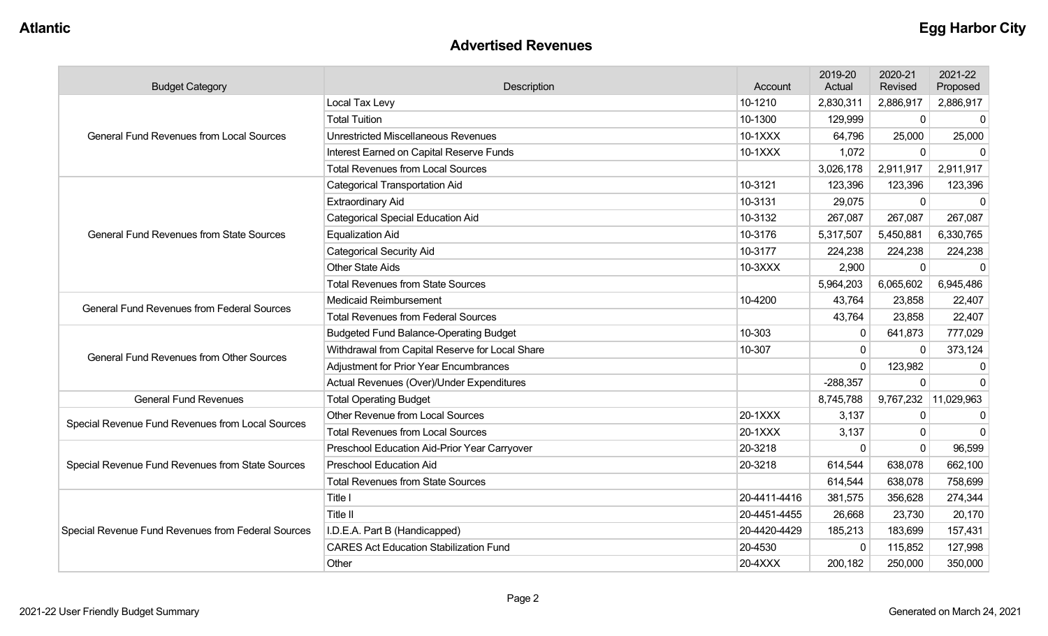## Advertised Revenues

| Budget Category | Description | Account | 2019-20 Actual | 2020-21 Revised | 2021-22 Proposed |
|---|---|---|---|---|---|
| General Fund Revenues from Local Sources | Local Tax Levy | 10-1210 | 2,830,311 | 2,886,917 | 2,886,917 |
| | Total Tuition | 10-1300 | 129,999 | 0 | 0 |
| | Unrestricted Miscellaneous Revenues | 10-1XXX | 64,796 | 25,000 | 25,000 |
| | Interest Earned on Capital Reserve Funds | 10-1XXX | 1,072 | 0 | 0 |
| | Total Revenues from Local Sources | | 3,026,178 | 2,911,917 | 2,911,917 |
| General Fund Revenues from State Sources | Categorical Transportation Aid | 10-3121 | 123,396 | 123,396 | 123,396 |
| | Extraordinary Aid | 10-3131 | 29,075 | 0 | 0 |
| | Categorical Special Education Aid | 10-3132 | 267,087 | 267,087 | 267,087 |
| | Equalization Aid | 10-3176 | 5,317,507 | 5,450,881 | 6,330,765 |
| | Categorical Security Aid | 10-3177 | 224,238 | 224,238 | 224,238 |
| | Other State Aids | 10-3XXX | 2,900 | 0 | 0 |
| | Total Revenues from State Sources | | 5,964,203 | 6,065,602 | 6,945,486 |
| General Fund Revenues from Federal Sources | Medicaid Reimbursement | 10-4200 | 43,764 | 23,858 | 22,407 |
| | Total Revenues from Federal Sources | | 43,764 | 23,858 | 22,407 |
| General Fund Revenues from Other Sources | Budgeted Fund Balance-Operating Budget | 10-303 | 0 | 641,873 | 777,029 |
| | Withdrawal from Capital Reserve for Local Share | 10-307 | 0 | 0 | 373,124 |
| | Adjustment for Prior Year Encumbrances | | 0 | 123,982 | 0 |
| | Actual Revenues (Over)/Under Expenditures | | -288,357 | 0 | 0 |
| General Fund Revenues | Total Operating Budget | | 8,745,788 | 9,767,232 | 11,029,963 |
| Special Revenue Fund Revenues from Local Sources | Other Revenue from Local Sources | 20-1XXX | 3,137 | 0 | 0 |
| | Total Revenues from Local Sources | 20-1XXX | 3,137 | 0 | 0 |
| Special Revenue Fund Revenues from State Sources | Preschool Education Aid-Prior Year Carryover | 20-3218 | 0 | 0 | 96,599 |
| | Preschool Education Aid | 20-3218 | 614,544 | 638,078 | 662,100 |
| | Total Revenues from State Sources | | 614,544 | 638,078 | 758,699 |
| Special Revenue Fund Revenues from Federal Sources | Title I | 20-4411-4416 | 381,575 | 356,628 | 274,344 |
| | Title II | 20-4451-4455 | 26,668 | 23,730 | 20,170 |
| | I.D.E.A. Part B (Handicapped) | 20-4420-4429 | 185,213 | 183,699 | 157,431 |
| | CARES Act Education Stabilization Fund | 20-4530 | 0 | 115,852 | 127,998 |
| | Other | 20-4XXX | 200,182 | 250,000 | 350,000 |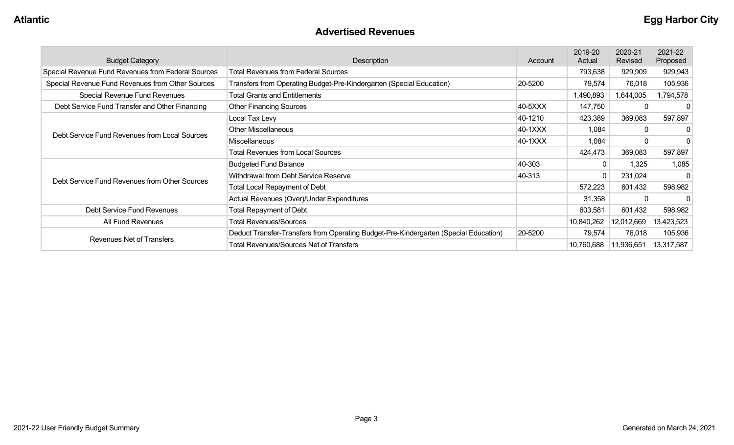## Advertised Revenues

| Budget Category | Description | Account | 2019-20 Actual | 2020-21 Revised | 2021-22 Proposed |
|---|---|---|---|---|---|
| Special Revenue Fund Revenues from Federal Sources | Total Revenues from Federal Sources | | 793,638 | 929,909 | 929,943 |
| Special Revenue Fund Revenues from Other Sources | Transfers from Operating Budget-Pre-Kindergarten (Special Education) | 20-5200 | 79,574 | 76,018 | 105,936 |
| Special Revenue Fund Revenues | Total Grants and Entitlements | | 1,490,893 | 1,644,005 | 1,794,578 |
| Debt Service Fund Transfer and Other Financing | Other Financing Sources | 40-5XXX | 147,750 | 0 | 0 |
| Debt Service Fund Revenues from Local Sources | Local Tax Levy | 40-1210 | 423,389 | 369,083 | 597,897 |
| | Other Miscellaneous | 40-1XXX | 1,084 | 0 | 0 |
| | Miscellaneous | 40-1XXX | 1,084 | 0 | 0 |
| | Total Revenues from Local Sources | | 424,473 | 369,083 | 597,897 |
| Debt Service Fund Revenues from Other Sources | Budgeted Fund Balance | 40-303 | 0 | 1,325 | 1,085 |
| | Withdrawal from Debt Service Reserve | 40-313 | 0 | 231,024 | 0 |
| | Total Local Repayment of Debt | | 572,223 | 601,432 | 598,982 |
| | Actual Revenues (Over)/Under Expenditures | | 31,358 | 0 | 0 |
| Debt Service Fund Revenues | Total Repayment of Debt | | 603,581 | 601,432 | 598,982 |
| All Fund Revenues | Total Revenues/Sources | | 10,840,262 | 12,012,669 | 13,423,523 |
| Revenues Net of Transfers | Deduct Transfer-Transfers from Operating Budget-Pre-Kindergarten (Special Education) | 20-5200 | 79,574 | 76,018 | 105,936 |
| | Total Revenues/Sources Net of Transfers | | 10,760,688 | 11,936,651 | 13,317,587 |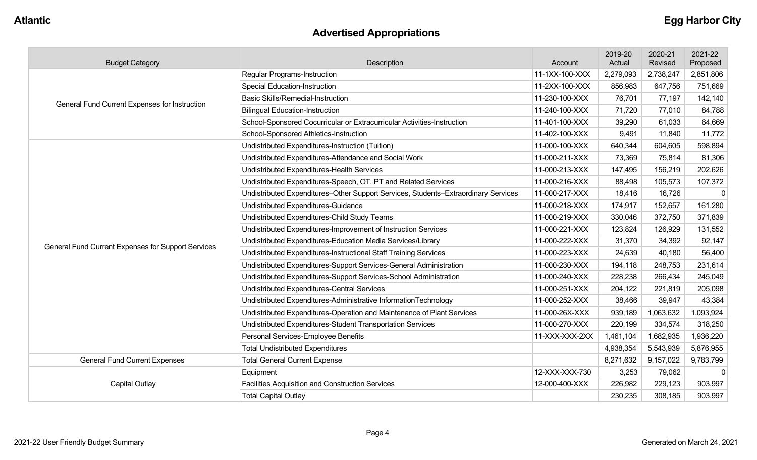## Advertised Appropriations

| Budget Category | Description | Account | 2019-20 Actual | 2020-21 Revised | 2021-22 Proposed |
|---|---|---|---|---|---|
| General Fund Current Expenses for Instruction | Regular Programs-Instruction | 11-1XX-100-XXX | 2,279,093 | 2,738,247 | 2,851,806 |
| | Special Education-Instruction | 11-2XX-100-XXX | 856,983 | 647,756 | 751,669 |
| | Basic Skills/Remedial-Instruction | 11-230-100-XXX | 76,701 | 77,197 | 142,140 |
| | Bilingual Education-Instruction | 11-240-100-XXX | 71,720 | 77,010 | 84,788 |
| | School-Sponsored Cocurricular or Extracurricular Activities-Instruction | 11-401-100-XXX | 39,290 | 61,033 | 64,669 |
| | School-Sponsored Athletics-Instruction | 11-402-100-XXX | 9,491 | 11,840 | 11,772 |
| General Fund Current Expenses for Support Services | Undistributed Expenditures-Instruction (Tuition) | 11-000-100-XXX | 640,344 | 604,605 | 598,894 |
| | Undistributed Expenditures-Attendance and Social Work | 11-000-211-XXX | 73,369 | 75,814 | 81,306 |
| | Undistributed Expenditures-Health Services | 11-000-213-XXX | 147,495 | 156,219 | 202,626 |
| | Undistributed Expenditures-Speech, OT, PT and Related Services | 11-000-216-XXX | 88,498 | 105,573 | 107,372 |
| | Undistributed Expenditures–Other Support Services, Students–Extraordinary Services | 11-000-217-XXX | 18,416 | 16,726 | 0 |
| | Undistributed Expenditures-Guidance | 11-000-218-XXX | 174,917 | 152,657 | 161,280 |
| | Undistributed Expenditures-Child Study Teams | 11-000-219-XXX | 330,046 | 372,750 | 371,839 |
| | Undistributed Expenditures-Improvement of Instruction Services | 11-000-221-XXX | 123,824 | 126,929 | 131,552 |
| | Undistributed Expenditures-Education Media Services/Library | 11-000-222-XXX | 31,370 | 34,392 | 92,147 |
| | Undistributed Expenditures-Instructional Staff Training Services | 11-000-223-XXX | 24,639 | 40,180 | 56,400 |
| | Undistributed Expenditures-Support Services-General Administration | 11-000-230-XXX | 194,118 | 248,753 | 231,614 |
| | Undistributed Expenditures-Support Services-School Administration | 11-000-240-XXX | 228,238 | 266,434 | 245,049 |
| | Undistributed Expenditures-Central Services | 11-000-251-XXX | 204,122 | 221,819 | 205,098 |
| | Undistributed Expenditures-Administrative InformationTechnology | 11-000-252-XXX | 38,466 | 39,947 | 43,384 |
| | Undistributed Expenditures-Operation and Maintenance of Plant Services | 11-000-26X-XXX | 939,189 | 1,063,632 | 1,093,924 |
| | Undistributed Expenditures-Student Transportation Services | 11-000-270-XXX | 220,199 | 334,574 | 318,250 |
| | Personal Services-Employee Benefits | 11-XXX-XXX-2XX | 1,461,104 | 1,682,935 | 1,936,220 |
| | Total Undistributed Expenditures | | 4,938,354 | 5,543,939 | 5,876,955 |
| General Fund Current Expenses | Total General Current Expense | | 8,271,632 | 9,157,022 | 9,783,799 |
| Capital Outlay | Equipment | 12-XXX-XXX-730 | 3,253 | 79,062 | 0 |
| | Facilities Acquisition and Construction Services | 12-000-400-XXX | 226,982 | 229,123 | 903,997 |
| | Total Capital Outlay | | 230,235 | 308,185 | 903,997 |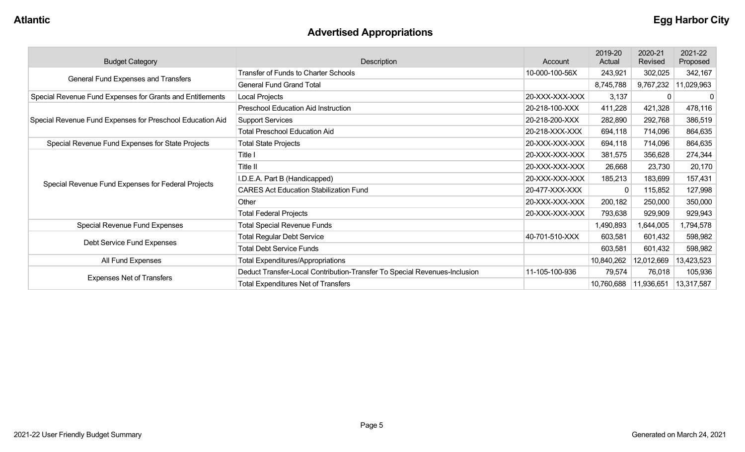## Advertised Appropriations

| Budget Category | Description | Account | 2019-20 Actual | 2020-21 Revised | 2021-22 Proposed |
|---|---|---|---|---|---|
| General Fund Expenses and Transfers | Transfer of Funds to Charter Schools | 10-000-100-56X | 243,921 | 302,025 | 342,167 |
| | General Fund Grand Total | | 8,745,788 | 9,767,232 | 11,029,963 |
| Special Revenue Fund Expenses for Grants and Entitlements | Local Projects | 20-XXX-XXX-XXX | 3,137 | 0 | 0 |
| Special Revenue Fund Expenses for Preschool Education Aid | Preschool Education Aid Instruction | 20-218-100-XXX | 411,228 | 421,328 | 478,116 |
| | Support Services | 20-218-200-XXX | 282,890 | 292,768 | 386,519 |
| | Total Preschool Education Aid | 20-218-XXX-XXX | 694,118 | 714,096 | 864,635 |
| Special Revenue Fund Expenses for State Projects | Total State Projects | 20-XXX-XXX-XXX | 694,118 | 714,096 | 864,635 |
| Special Revenue Fund Expenses for Federal Projects | Title I | 20-XXX-XXX-XXX | 381,575 | 356,628 | 274,344 |
| | Title II | 20-XXX-XXX-XXX | 26,668 | 23,730 | 20,170 |
| | I.D.E.A. Part B (Handicapped) | 20-XXX-XXX-XXX | 185,213 | 183,699 | 157,431 |
| | CARES Act Education Stabilization Fund | 20-477-XXX-XXX | 0 | 115,852 | 127,998 |
| | Other | 20-XXX-XXX-XXX | 200,182 | 250,000 | 350,000 |
| | Total Federal Projects | 20-XXX-XXX-XXX | 793,638 | 929,909 | 929,943 |
| Special Revenue Fund Expenses | Total Special Revenue Funds | | 1,490,893 | 1,644,005 | 1,794,578 |
| Debt Service Fund Expenses | Total Regular Debt Service | 40-701-510-XXX | 603,581 | 601,432 | 598,982 |
| | Total Debt Service Funds | | 603,581 | 601,432 | 598,982 |
| All Fund Expenses | Total Expenditures/Appropriations | | 10,840,262 | 12,012,669 | 13,423,523 |
| Expenses Net of Transfers | Deduct Transfer-Local Contribution-Transfer To Special Revenues-Inclusion | 11-105-100-936 | 79,574 | 76,018 | 105,936 |
| | Total Expenditures Net of Transfers | | 10,760,688 | 11,936,651 | 13,317,587 |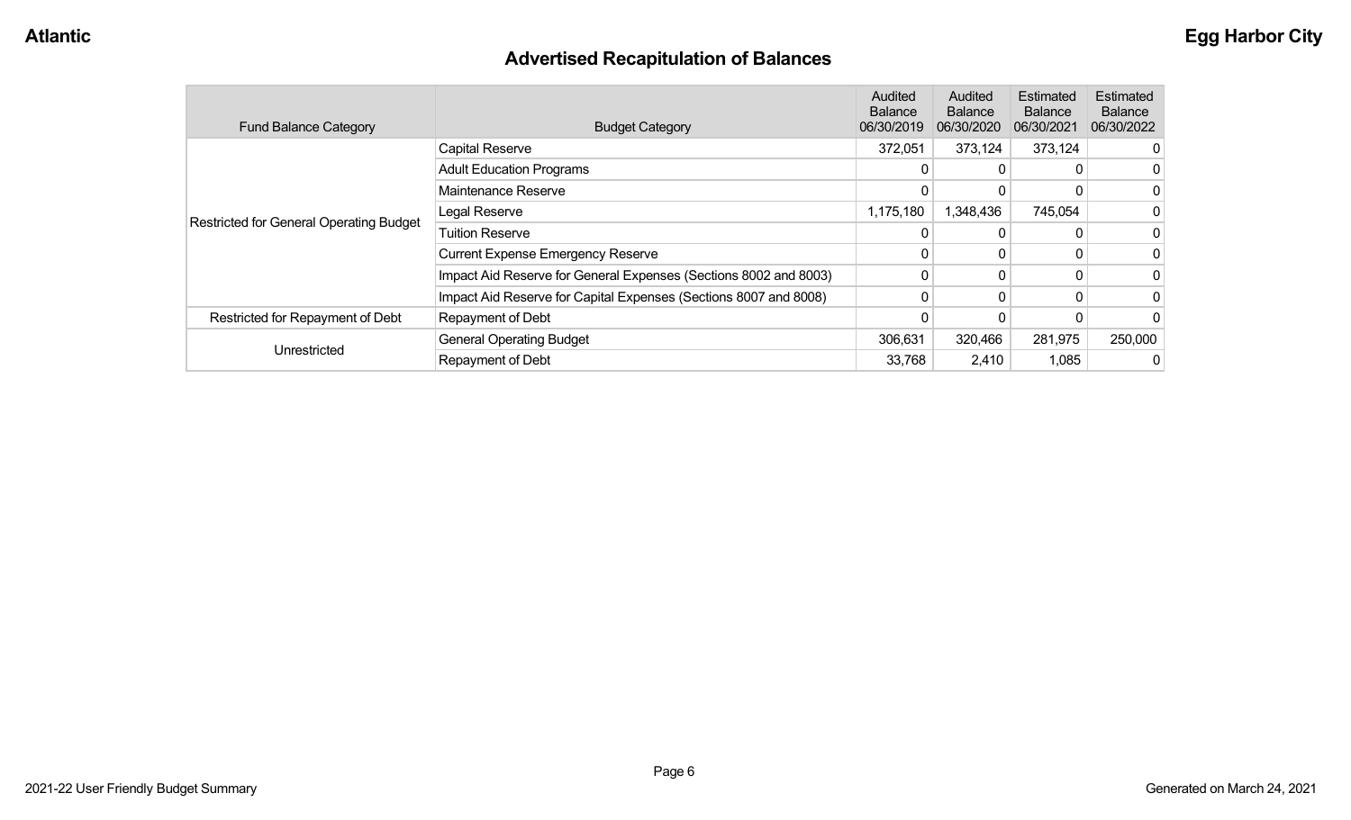Atlantic **Egg Harbor City**

# Advertised Recapitulation of Balances

| Fund Balance Category | Budget Category | Audited Balance 06/30/2019 | Audited Balance 06/30/2020 | Estimated Balance 06/30/2021 | Estimated Balance 06/30/2022 |
|---|---|---|---|---|---|
| Restricted for General Operating Budget | Capital Reserve | 372,051 | 373,124 | 373,124 | 0 |
| | Adult Education Programs | 0 | 0 | 0 | 0 |
| | Maintenance Reserve | 0 | 0 | 0 | 0 |
| | Legal Reserve | 1,175,180 | 1,348,436 | 745,054 | 0 |
| | Tuition Reserve | 0 | 0 | 0 | 0 |
| | Current Expense Emergency Reserve | 0 | 0 | 0 | 0 |
| | Impact Aid Reserve for General Expenses (Sections 8002 and 8003) | 0 | 0 | 0 | 0 |
| | Impact Aid Reserve for Capital Expenses (Sections 8007 and 8008) | 0 | 0 | 0 | 0 |
| Restricted for Repayment of Debt | Repayment of Debt | 0 | 0 | 0 | 0 |
| Unrestricted | General Operating Budget | 306,631 | 320,466 | 281,975 | 250,000 |
| | Repayment of Debt | 33,768 | 2,410 | 1,085 | 0 |

2021-22 User Friendly Budget Summary Generated on March 24, 2021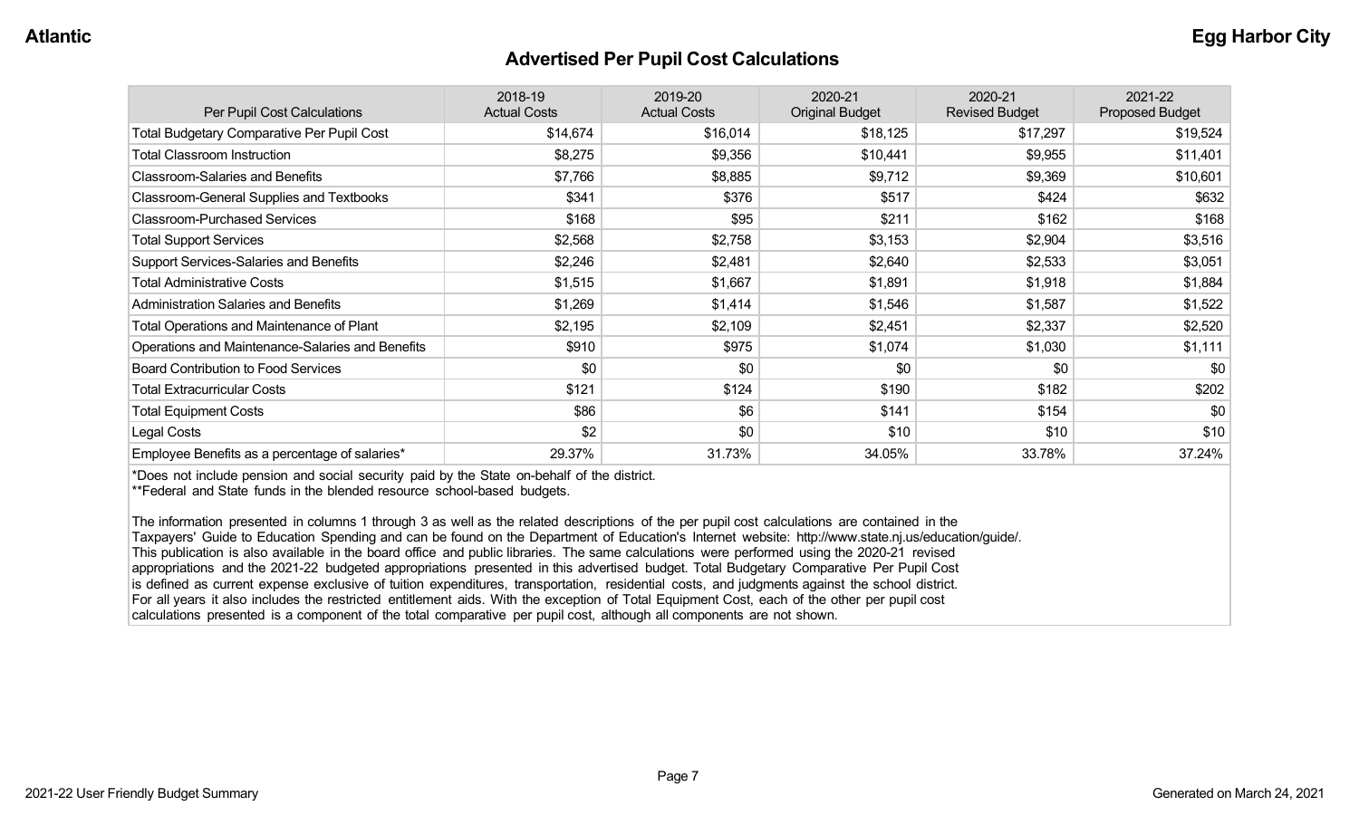## Advertised Per Pupil Cost Calculations

| Per Pupil Cost Calculations | 2018-19 Actual Costs | 2019-20 Actual Costs | 2020-21 Original Budget | 2020-21 Revised Budget | 2021-22 Proposed Budget |
|---|---|---|---|---|---|
| Total Budgetary Comparative Per Pupil Cost | $14,674 | $16,014 | $18,125 | $17,297 | $19,524 |
| Total Classroom Instruction | $8,275 | $9,356 | $10,441 | $9,955 | $11,401 |
| Classroom-Salaries and Benefits | $7,766 | $8,885 | $9,712 | $9,369 | $10,601 |
| Classroom-General Supplies and Textbooks | $341 | $376 | $517 | $424 | $632 |
| Classroom-Purchased Services | $168 | $95 | $211 | $162 | $168 |
| Total Support Services | $2,568 | $2,758 | $3,153 | $2,904 | $3,516 |
| Support Services-Salaries and Benefits | $2,246 | $2,481 | $2,640 | $2,533 | $3,051 |
| Total Administrative Costs | $1,515 | $1,667 | $1,891 | $1,918 | $1,884 |
| Administration Salaries and Benefits | $1,269 | $1,414 | $1,546 | $1,587 | $1,522 |
| Total Operations and Maintenance of Plant | $2,195 | $2,109 | $2,451 | $2,337 | $2,520 |
| Operations and Maintenance-Salaries and Benefits | $910 | $975 | $1,074 | $1,030 | $1,111 |
| Board Contribution to Food Services | $0 | $0 | $0 | $0 | $0 |
| Total Extracurricular Costs | $121 | $124 | $190 | $182 | $202 |
| Total Equipment Costs | $86 | $6 | $141 | $154 | $0 |
| Legal Costs | $2 | $0 | $10 | $10 | $10 |
| Employee Benefits as a percentage of salaries* | 29.37% | 31.73% | 34.05% | 33.78% | 37.24% |

*Does not include pension and social security paid by the State on-behalf of the district.
**Federal and State funds in the blended resource school-based budgets.

The information presented in columns 1 through 3 as well as the related descriptions of the per pupil cost calculations are contained in the Taxpayers' Guide to Education Spending and can be found on the Department of Education's Internet website: http://www.state.nj.us/education/guide/. This publication is also available in the board office and public libraries. The same calculations were performed using the 2020-21 revised appropriations and the 2021-22 budgeted appropriations presented in this advertised budget. Total Budgetary Comparative Per Pupil Cost is defined as current expense exclusive of tuition expenditures, transportation, residential costs, and judgments against the school district. For all years it also includes the restricted entitlement aids. With the exception of Total Equipment Cost, each of the other per pupil cost calculations presented is a component of the total comparative per pupil cost, although all components are not shown.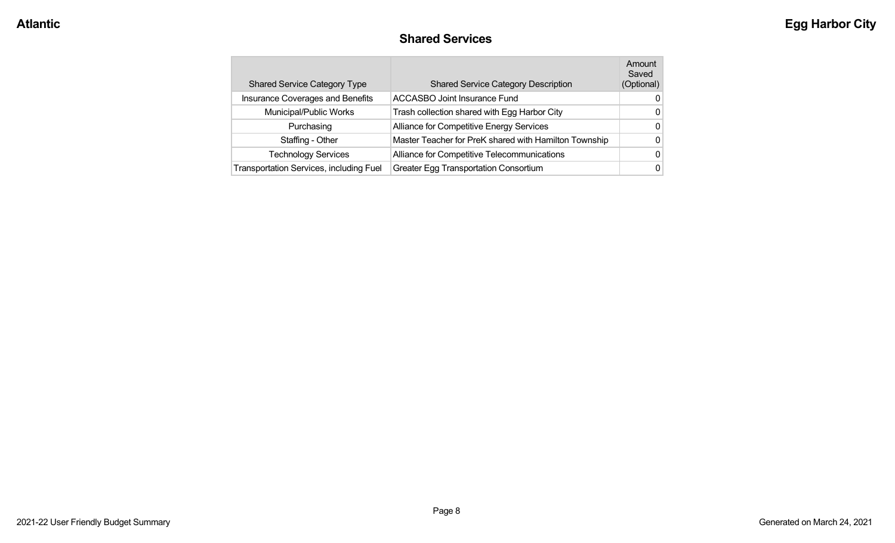## Shared Services

| Shared Service Category Type | Shared Service Category Description | Amount Saved (Optional) |
|---|---|---|
| Insurance Coverages and Benefits | ACCASBO Joint Insurance Fund | 0 |
| Municipal/Public Works | Trash collection shared with Egg Harbor City | 0 |
| Purchasing | Alliance for Competitive Energy Services | 0 |
| Staffing - Other | Master Teacher for PreK shared with Hamilton Township | 0 |
| Technology Services | Alliance for Competitive Telecommunications | 0 |
| Transportation Services, including Fuel | Greater Egg Transportation Consortium | 0 |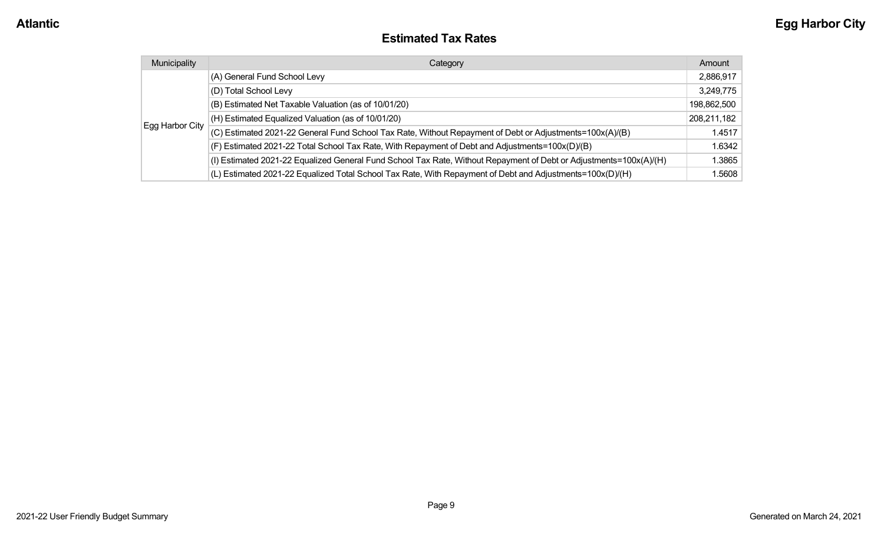## Estimated Tax Rates

| Municipality | Category | Amount |
|---|---|---|
| Egg Harbor City | (A) General Fund School Levy | 2,886,917 |
| | (D) Total School Levy | 3,249,775 |
| | (B) Estimated Net Taxable Valuation (as of 10/01/20) | 198,862,500 |
| | (H) Estimated Equalized Valuation (as of 10/01/20) | 208,211,182 |
| | (C) Estimated 2021-22 General Fund School Tax Rate, Without Repayment of Debt or Adjustments=100x(A)/(B) | 1.4517 |
| | (F) Estimated 2021-22 Total School Tax Rate, With Repayment of Debt and Adjustments=100x(D)/(B) | 1.6342 |
| | (I) Estimated 2021-22 Equalized General Fund School Tax Rate, Without Repayment of Debt or Adjustments=100x(A)/(H) | 1.3865 |
| | (L) Estimated 2021-22 Equalized Total School Tax Rate, With Repayment of Debt and Adjustments=100x(D)/(H) | 1.5608 |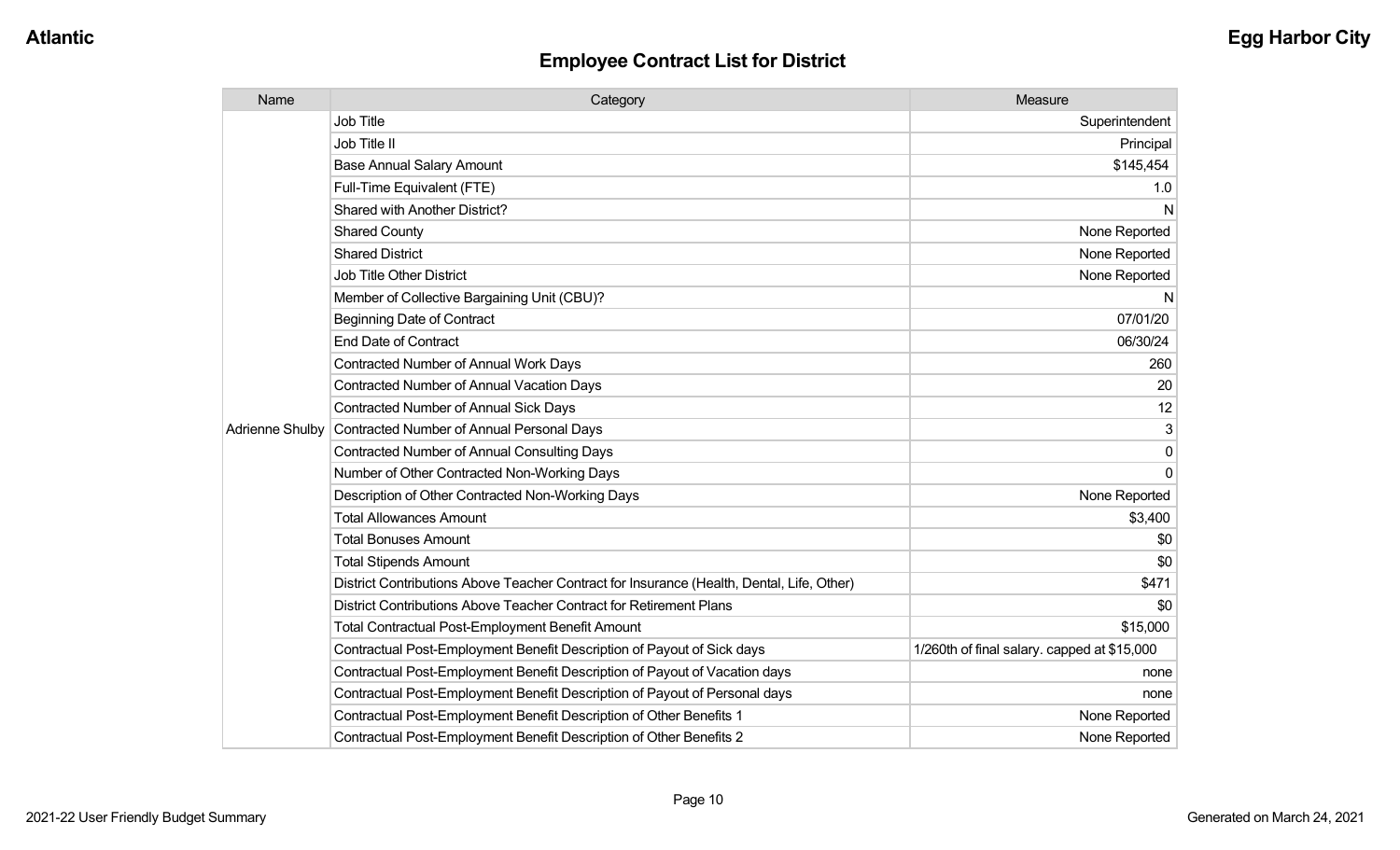## Employee Contract List for District

| Name | Category | Measure |
|---|---|---|
| Adrienne Shulby | Job Title | Superintendent |
| | Job Title II | Principal |
| | Base Annual Salary Amount | $145,454 |
| | Full-Time Equivalent (FTE) | 1.0 |
| | Shared with Another District? | N |
| | Shared County | None Reported |
| | Shared District | None Reported |
| | Job Title Other District | None Reported |
| | Member of Collective Bargaining Unit (CBU)? | N |
| | Beginning Date of Contract | 07/01/20 |
| | End Date of Contract | 06/30/24 |
| | Contracted Number of Annual Work Days | 260 |
| | Contracted Number of Annual Vacation Days | 20 |
| | Contracted Number of Annual Sick Days | 12 |
| | Contracted Number of Annual Personal Days | 3 |
| | Contracted Number of Annual Consulting Days | 0 |
| | Number of Other Contracted Non-Working Days | 0 |
| | Description of Other Contracted Non-Working Days | None Reported |
| | Total Allowances Amount | $3,400 |
| | Total Bonuses Amount | $0 |
| | Total Stipends Amount | $0 |
| | District Contributions Above Teacher Contract for Insurance (Health, Dental, Life, Other) | $471 |
| | District Contributions Above Teacher Contract for Retirement Plans | $0 |
| | Total Contractual Post-Employment Benefit Amount | $15,000 |
| | Contractual Post-Employment Benefit Description of Payout of Sick days | 1/260th of final salary. capped at $15,000 |
| | Contractual Post-Employment Benefit Description of Payout of Vacation days | none |
| | Contractual Post-Employment Benefit Description of Payout of Personal days | none |
| | Contractual Post-Employment Benefit Description of Other Benefits 1 | None Reported |
| | Contractual Post-Employment Benefit Description of Other Benefits 2 | None Reported |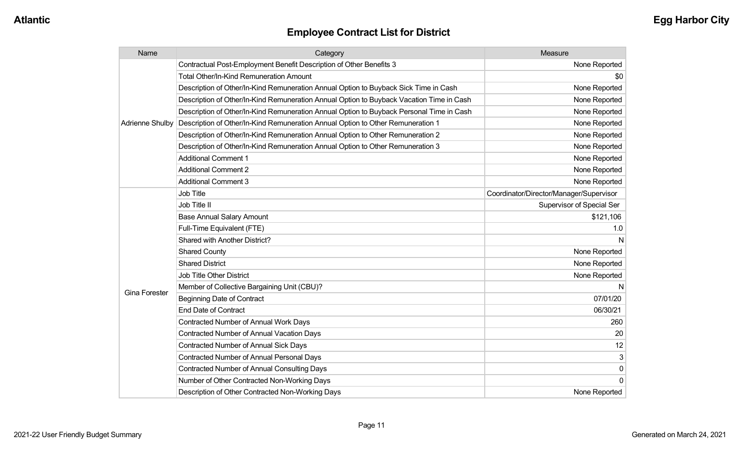## Employee Contract List for District

| Name | Category | Measure |
|---|---|---|
| Adrienne Shulby | Contractual Post-Employment Benefit Description of Other Benefits 3 | None Reported |
| | Total Other/In-Kind Remuneration Amount | $0 |
| | Description of Other/In-Kind Remuneration Annual Option to Buyback Sick Time in Cash | None Reported |
| | Description of Other/In-Kind Remuneration Annual Option to Buyback Vacation Time in Cash | None Reported |
| | Description of Other/In-Kind Remuneration Annual Option to Buyback Personal Time in Cash | None Reported |
| | Description of Other/In-Kind Remuneration Annual Option to Other Remuneration 1 | None Reported |
| | Description of Other/In-Kind Remuneration Annual Option to Other Remuneration 2 | None Reported |
| | Description of Other/In-Kind Remuneration Annual Option to Other Remuneration 3 | None Reported |
| | Additional Comment 1 | None Reported |
| | Additional Comment 2 | None Reported |
| | Additional Comment 3 | None Reported |
| Gina Forester | Job Title | Coordinator/Director/Manager/Supervisor |
| | Job Title II | Supervisor of Special Ser |
| | Base Annual Salary Amount | $121,106 |
| | Full-Time Equivalent (FTE) | 1.0 |
| | Shared with Another District? | N |
| | Shared County | None Reported |
| | Shared District | None Reported |
| | Job Title Other District | None Reported |
| | Member of Collective Bargaining Unit (CBU)? | N |
| | Beginning Date of Contract | 07/01/20 |
| | End Date of Contract | 06/30/21 |
| | Contracted Number of Annual Work Days | 260 |
| | Contracted Number of Annual Vacation Days | 20 |
| | Contracted Number of Annual Sick Days | 12 |
| | Contracted Number of Annual Personal Days | 3 |
| | Contracted Number of Annual Consulting Days | 0 |
| | Number of Other Contracted Non-Working Days | 0 |
| | Description of Other Contracted Non-Working Days | None Reported |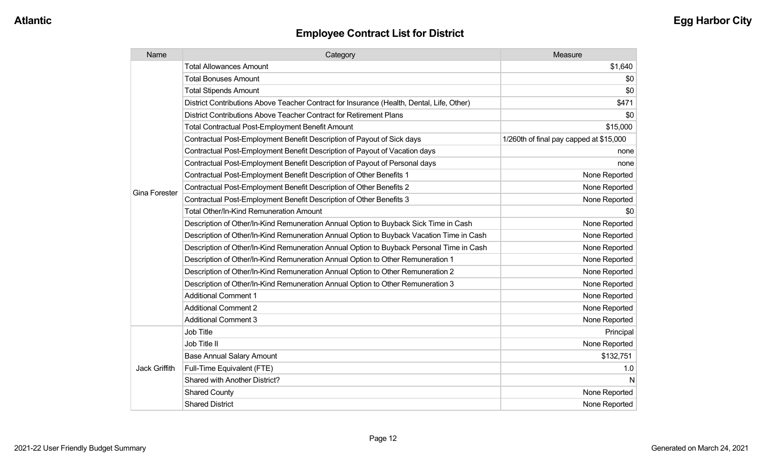## Employee Contract List for District

| Name | Category | Measure |
| --- | --- | --- |
| Gina Forester | Total Allowances Amount | $1,640 |
| | Total Bonuses Amount | $0 |
| | Total Stipends Amount | $0 |
| | District Contributions Above Teacher Contract for Insurance (Health, Dental, Life, Other) | $471 |
| | District Contributions Above Teacher Contract for Retirement Plans | $0 |
| | Total Contractual Post-Employment Benefit Amount | $15,000 |
| | Contractual Post-Employment Benefit Description of Payout of Sick days | 1/260th of final pay capped at $15,000 |
| | Contractual Post-Employment Benefit Description of Payout of Vacation days | none |
| | Contractual Post-Employment Benefit Description of Payout of Personal days | none |
| | Contractual Post-Employment Benefit Description of Other Benefits 1 | None Reported |
| | Contractual Post-Employment Benefit Description of Other Benefits 2 | None Reported |
| | Contractual Post-Employment Benefit Description of Other Benefits 3 | None Reported |
| | Total Other/In-Kind Remuneration Amount | $0 |
| | Description of Other/In-Kind Remuneration Annual Option to Buyback Sick Time in Cash | None Reported |
| | Description of Other/In-Kind Remuneration Annual Option to Buyback Vacation Time in Cash | None Reported |
| | Description of Other/In-Kind Remuneration Annual Option to Buyback Personal Time in Cash | None Reported |
| | Description of Other/In-Kind Remuneration Annual Option to Other Remuneration 1 | None Reported |
| | Description of Other/In-Kind Remuneration Annual Option to Other Remuneration 2 | None Reported |
| | Description of Other/In-Kind Remuneration Annual Option to Other Remuneration 3 | None Reported |
| | Additional Comment 1 | None Reported |
| | Additional Comment 2 | None Reported |
| | Additional Comment 3 | None Reported |
| Jack Griffith | Job Title | Principal |
| | Job Title II | None Reported |
| | Base Annual Salary Amount | $132,751 |
| | Full-Time Equivalent (FTE) | 1.0 |
| | Shared with Another District? | N |
| | Shared County | None Reported |
| | Shared District | None Reported |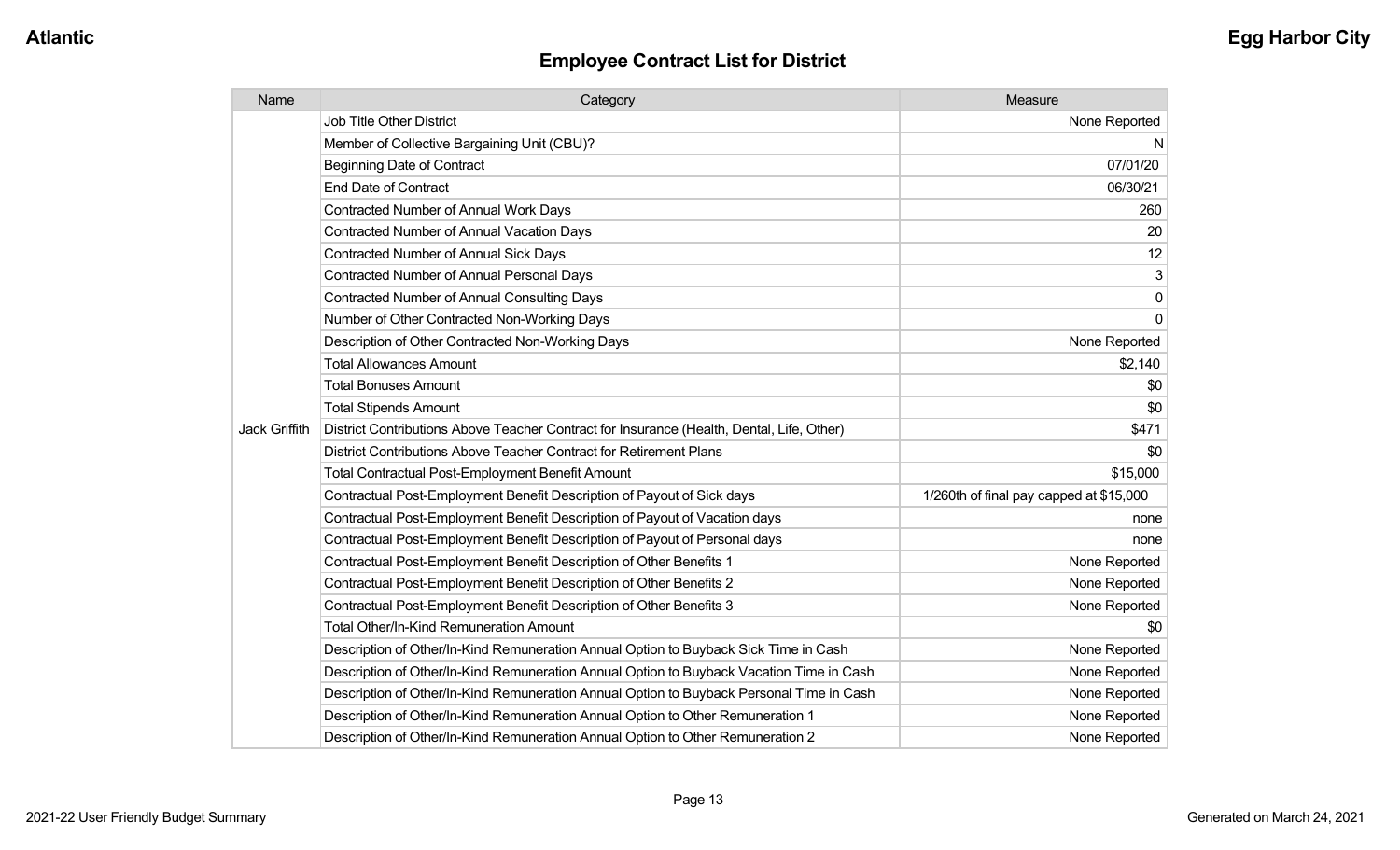# Employee Contract List for District

| Name | Category | Measure |
|---|---|---|
| Jack Griffith | Job Title Other District | None Reported |
| | Member of Collective Bargaining Unit (CBU)? | N |
| | Beginning Date of Contract | 07/01/20 |
| | End Date of Contract | 06/30/21 |
| | Contracted Number of Annual Work Days | 260 |
| | Contracted Number of Annual Vacation Days | 20 |
| | Contracted Number of Annual Sick Days | 12 |
| | Contracted Number of Annual Personal Days | 3 |
| | Contracted Number of Annual Consulting Days | 0 |
| | Number of Other Contracted Non-Working Days | 0 |
| | Description of Other Contracted Non-Working Days | None Reported |
| | Total Allowances Amount | $2,140 |
| | Total Bonuses Amount | $0 |
| | Total Stipends Amount | $0 |
| | District Contributions Above Teacher Contract for Insurance (Health, Dental, Life, Other) | $471 |
| | District Contributions Above Teacher Contract for Retirement Plans | $0 |
| | Total Contractual Post-Employment Benefit Amount | $15,000 |
| | Contractual Post-Employment Benefit Description of Payout of Sick days | 1/260th of final pay capped at $15,000 |
| | Contractual Post-Employment Benefit Description of Payout of Vacation days | none |
| | Contractual Post-Employment Benefit Description of Payout of Personal days | none |
| | Contractual Post-Employment Benefit Description of Other Benefits 1 | None Reported |
| | Contractual Post-Employment Benefit Description of Other Benefits 2 | None Reported |
| | Contractual Post-Employment Benefit Description of Other Benefits 3 | None Reported |
| | Total Other/In-Kind Remuneration Amount | $0 |
| | Description of Other/In-Kind Remuneration Annual Option to Buyback Sick Time in Cash | None Reported |
| | Description of Other/In-Kind Remuneration Annual Option to Buyback Vacation Time in Cash | None Reported |
| | Description of Other/In-Kind Remuneration Annual Option to Buyback Personal Time in Cash | None Reported |
| | Description of Other/In-Kind Remuneration Annual Option to Other Remuneration 1 | None Reported |
| | Description of Other/In-Kind Remuneration Annual Option to Other Remuneration 2 | None Reported |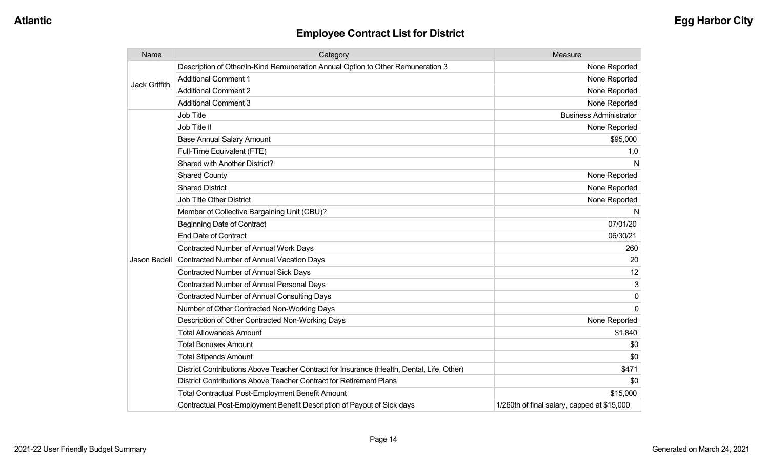## Employee Contract List for District

| Name | Category | Measure |
|---|---|---|
| Jack Griffith | Description of Other/In-Kind Remuneration Annual Option to Other Remuneration 3 | None Reported |
| | Additional Comment 1 | None Reported |
| | Additional Comment 2 | None Reported |
| | Additional Comment 3 | None Reported |
| Jason Bedell | Job Title | Business Administrator |
| | Job Title II | None Reported |
| | Base Annual Salary Amount | $95,000 |
| | Full-Time Equivalent (FTE) | 1.0 |
| | Shared with Another District? | N |
| | Shared County | None Reported |
| | Shared District | None Reported |
| | Job Title Other District | None Reported |
| | Member of Collective Bargaining Unit (CBU)? | N |
| | Beginning Date of Contract | 07/01/20 |
| | End Date of Contract | 06/30/21 |
| | Contracted Number of Annual Work Days | 260 |
| | Contracted Number of Annual Vacation Days | 20 |
| | Contracted Number of Annual Sick Days | 12 |
| | Contracted Number of Annual Personal Days | 3 |
| | Contracted Number of Annual Consulting Days | 0 |
| | Number of Other Contracted Non-Working Days | 0 |
| | Description of Other Contracted Non-Working Days | None Reported |
| | Total Allowances Amount | $1,840 |
| | Total Bonuses Amount | $0 |
| | Total Stipends Amount | $0 |
| | District Contributions Above Teacher Contract for Insurance (Health, Dental, Life, Other) | $471 |
| | District Contributions Above Teacher Contract for Retirement Plans | $0 |
| | Total Contractual Post-Employment Benefit Amount | $15,000 |
| | Contractual Post-Employment Benefit Description of Payout of Sick days | 1/260th of final salary, capped at $15,000 |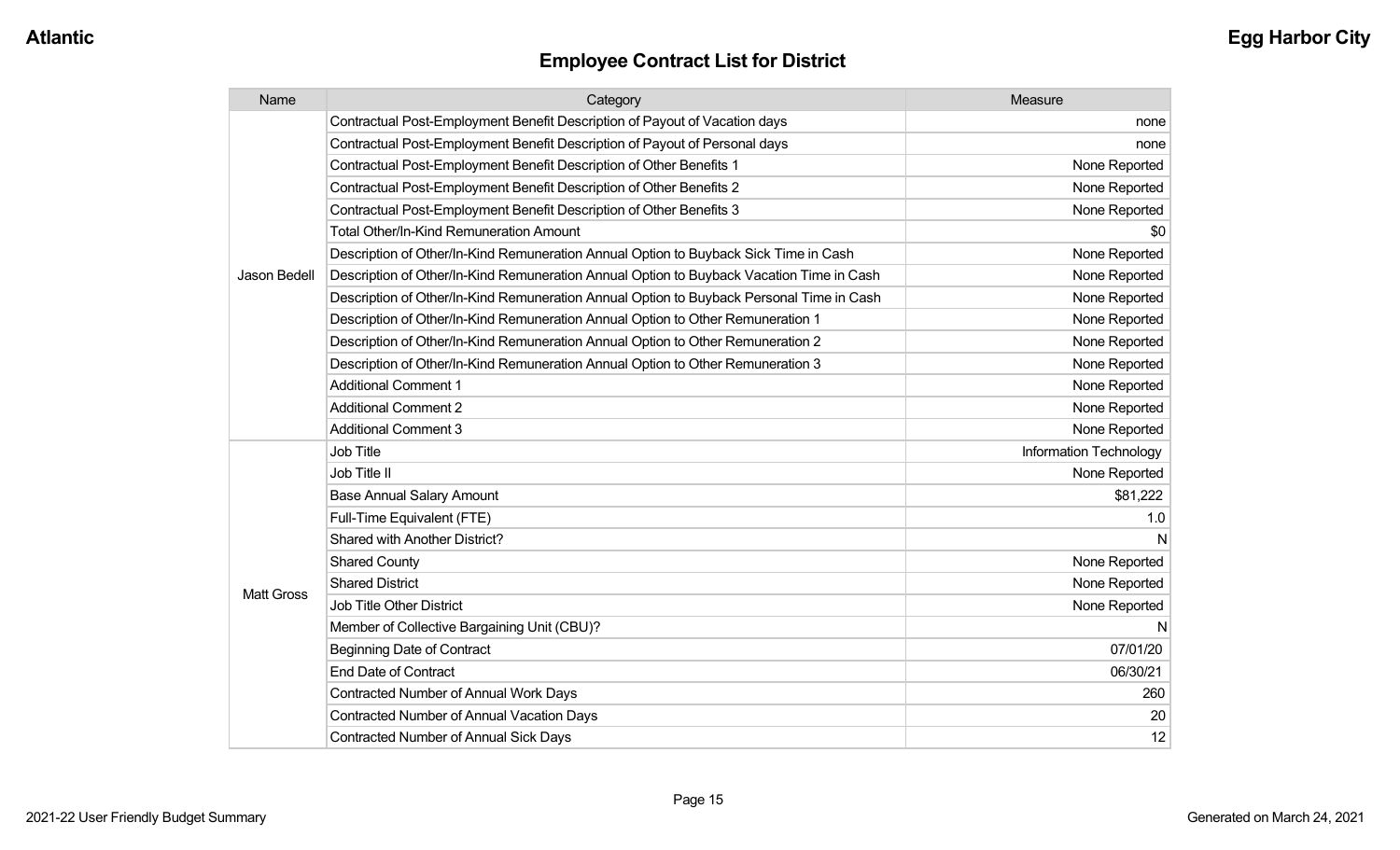## Employee Contract List for District

| Name | Category | Measure |
|---|---|---|
| Jason Bedell | Contractual Post-Employment Benefit Description of Payout of Vacation days | none |
| | Contractual Post-Employment Benefit Description of Payout of Personal days | none |
| | Contractual Post-Employment Benefit Description of Other Benefits 1 | None Reported |
| | Contractual Post-Employment Benefit Description of Other Benefits 2 | None Reported |
| | Contractual Post-Employment Benefit Description of Other Benefits 3 | None Reported |
| | Total Other/In-Kind Remuneration Amount | $0 |
| | Description of Other/In-Kind Remuneration Annual Option to Buyback Sick Time in Cash | None Reported |
| | Description of Other/In-Kind Remuneration Annual Option to Buyback Vacation Time in Cash | None Reported |
| | Description of Other/In-Kind Remuneration Annual Option to Buyback Personal Time in Cash | None Reported |
| | Description of Other/In-Kind Remuneration Annual Option to Other Remuneration 1 | None Reported |
| | Description of Other/In-Kind Remuneration Annual Option to Other Remuneration 2 | None Reported |
| | Description of Other/In-Kind Remuneration Annual Option to Other Remuneration 3 | None Reported |
| | Additional Comment 1 | None Reported |
| | Additional Comment 2 | None Reported |
| | Additional Comment 3 | None Reported |
| Matt Gross | Job Title | Information Technology |
| | Job Title II | None Reported |
| | Base Annual Salary Amount | $81,222 |
| | Full-Time Equivalent (FTE) | 1.0 |
| | Shared with Another District? | N |
| | Shared County | None Reported |
| | Shared District | None Reported |
| | Job Title Other District | None Reported |
| | Member of Collective Bargaining Unit (CBU)? | N |
| | Beginning Date of Contract | 07/01/20 |
| | End Date of Contract | 06/30/21 |
| | Contracted Number of Annual Work Days | 260 |
| | Contracted Number of Annual Vacation Days | 20 |
| | Contracted Number of Annual Sick Days | 12 |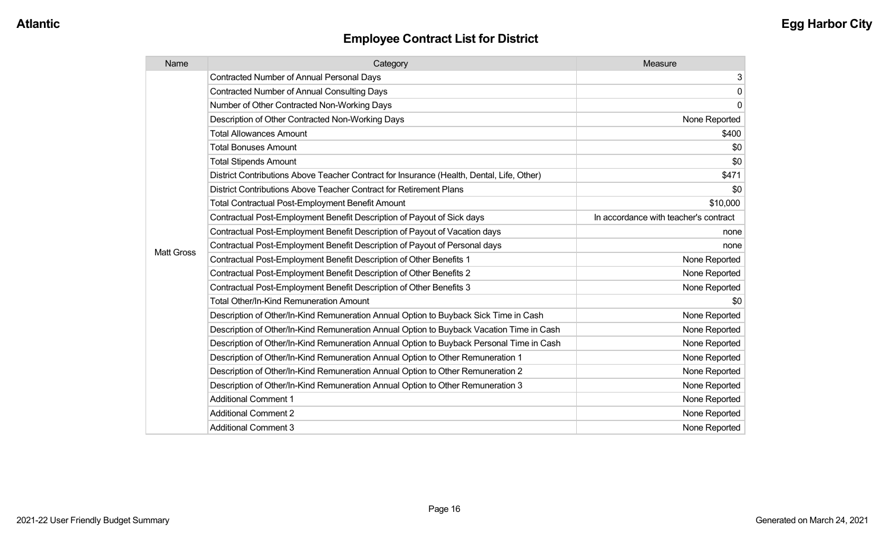# Employee Contract List for District

| Name | Category | Measure |
| --- | --- | --- |
| Matt Gross | Contracted Number of Annual Personal Days | 3 |
| | Contracted Number of Annual Consulting Days | 0 |
| | Number of Other Contracted Non-Working Days | 0 |
| | Description of Other Contracted Non-Working Days | None Reported |
| | Total Allowances Amount | $400 |
| | Total Bonuses Amount | $0 |
| | Total Stipends Amount | $0 |
| | District Contributions Above Teacher Contract for Insurance (Health, Dental, Life, Other) | $471 |
| | District Contributions Above Teacher Contract for Retirement Plans | $0 |
| | Total Contractual Post-Employment Benefit Amount | $10,000 |
| | Contractual Post-Employment Benefit Description of Payout of Sick days | In accordance with teacher's contract |
| | Contractual Post-Employment Benefit Description of Payout of Vacation days | none |
| | Contractual Post-Employment Benefit Description of Payout of Personal days | none |
| | Contractual Post-Employment Benefit Description of Other Benefits 1 | None Reported |
| | Contractual Post-Employment Benefit Description of Other Benefits 2 | None Reported |
| | Contractual Post-Employment Benefit Description of Other Benefits 3 | None Reported |
| | Total Other/In-Kind Remuneration Amount | $0 |
| | Description of Other/In-Kind Remuneration Annual Option to Buyback Sick Time in Cash | None Reported |
| | Description of Other/In-Kind Remuneration Annual Option to Buyback Vacation Time in Cash | None Reported |
| | Description of Other/In-Kind Remuneration Annual Option to Buyback Personal Time in Cash | None Reported |
| | Description of Other/In-Kind Remuneration Annual Option to Other Remuneration 1 | None Reported |
| | Description of Other/In-Kind Remuneration Annual Option to Other Remuneration 2 | None Reported |
| | Description of Other/In-Kind Remuneration Annual Option to Other Remuneration 3 | None Reported |
| | Additional Comment 1 | None Reported |
| | Additional Comment 2 | None Reported |
| | Additional Comment 3 | None Reported |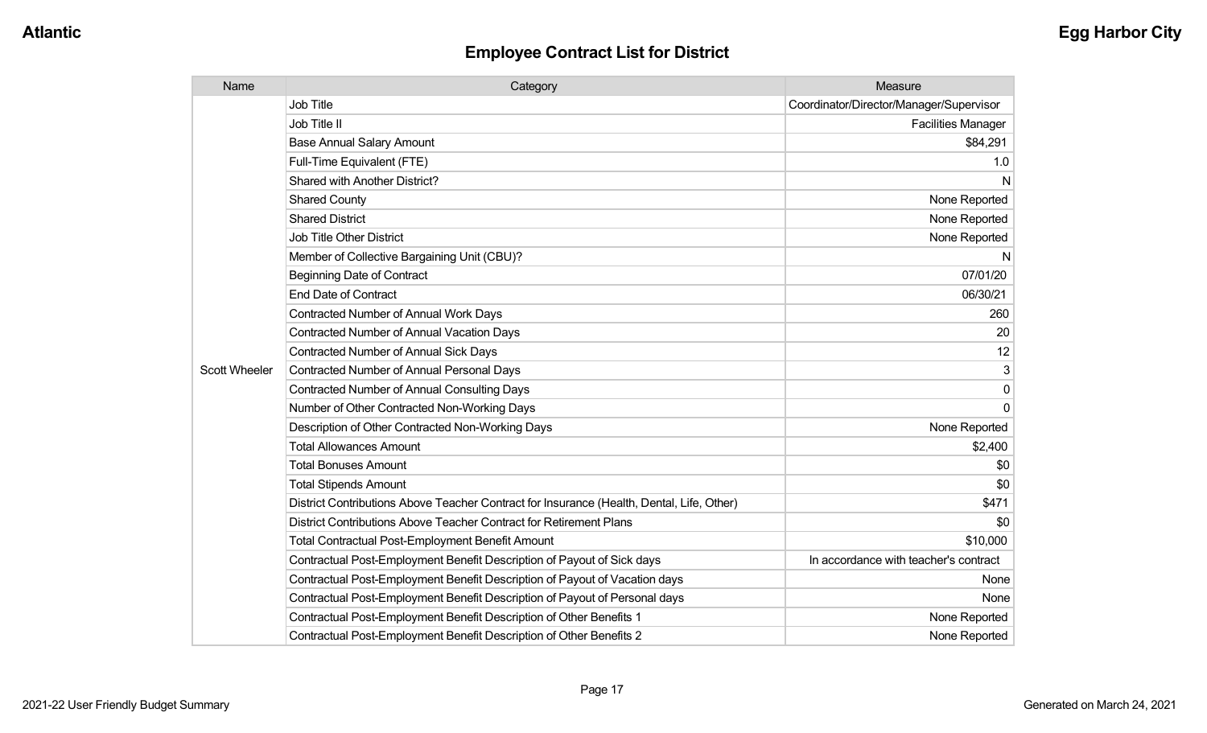## Employee Contract List for District

| Name | Category | Measure |
|---|---|---|
| Scott Wheeler | Job Title | Coordinator/Director/Manager/Supervisor |
| | Job Title II | Facilities Manager |
| | Base Annual Salary Amount | $84,291 |
| | Full-Time Equivalent (FTE) | 1.0 |
| | Shared with Another District? | N |
| | Shared County | None Reported |
| | Shared District | None Reported |
| | Job Title Other District | None Reported |
| | Member of Collective Bargaining Unit (CBU)? | N |
| | Beginning Date of Contract | 07/01/20 |
| | End Date of Contract | 06/30/21 |
| | Contracted Number of Annual Work Days | 260 |
| | Contracted Number of Annual Vacation Days | 20 |
| | Contracted Number of Annual Sick Days | 12 |
| | Contracted Number of Annual Personal Days | 3 |
| | Contracted Number of Annual Consulting Days | 0 |
| | Number of Other Contracted Non-Working Days | 0 |
| | Description of Other Contracted Non-Working Days | None Reported |
| | Total Allowances Amount | $2,400 |
| | Total Bonuses Amount | $0 |
| | Total Stipends Amount | $0 |
| | District Contributions Above Teacher Contract for Insurance (Health, Dental, Life, Other) | $471 |
| | District Contributions Above Teacher Contract for Retirement Plans | $0 |
| | Total Contractual Post-Employment Benefit Amount | $10,000 |
| | Contractual Post-Employment Benefit Description of Payout of Sick days | In accordance with teacher's contract |
| | Contractual Post-Employment Benefit Description of Payout of Vacation days | None |
| | Contractual Post-Employment Benefit Description of Payout of Personal days | None |
| | Contractual Post-Employment Benefit Description of Other Benefits 1 | None Reported |
| | Contractual Post-Employment Benefit Description of Other Benefits 2 | None Reported |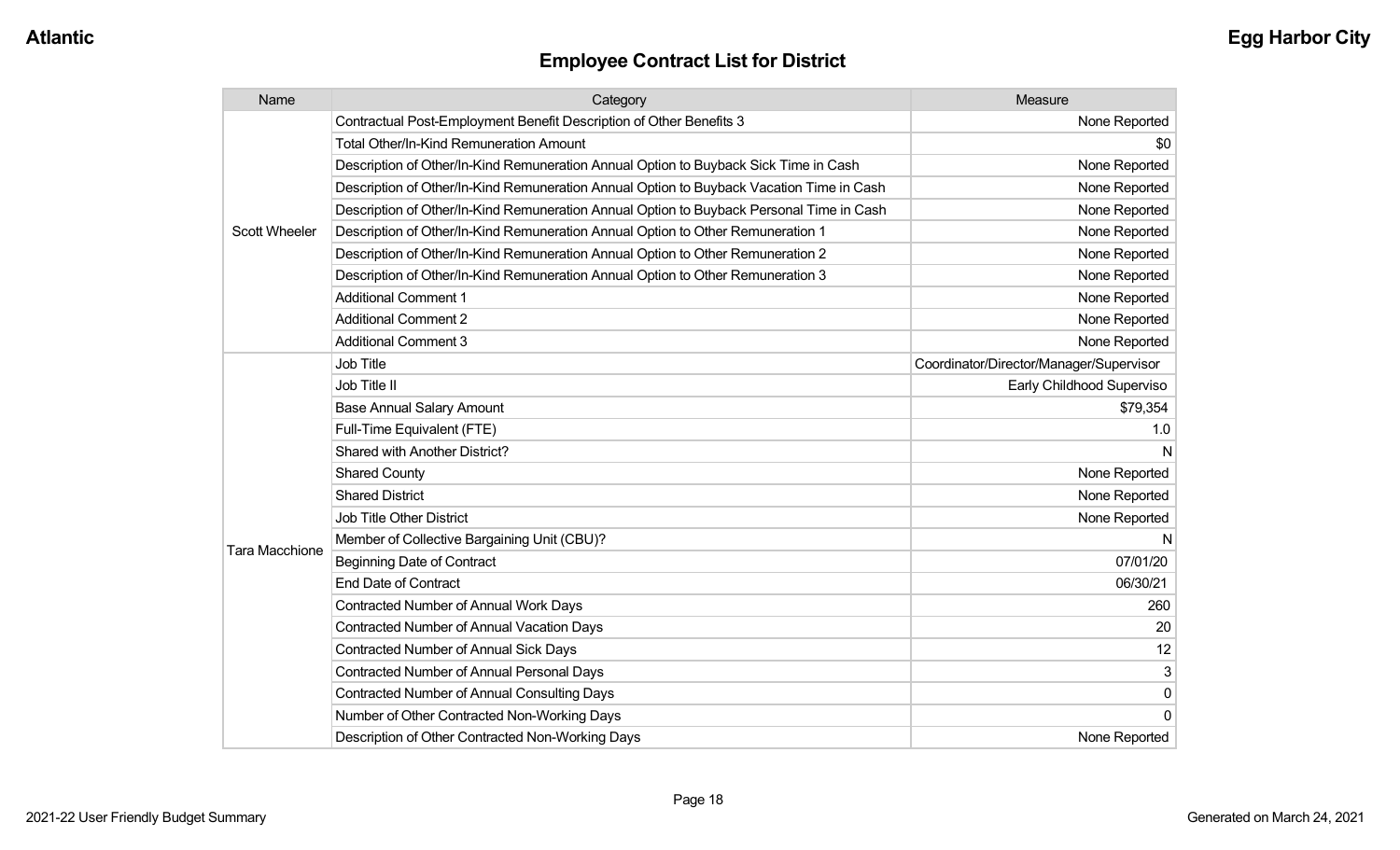## Employee Contract List for District

| Name | Category | Measure |
| --- | --- | --- |
| Scott Wheeler | Contractual Post-Employment Benefit Description of Other Benefits 3 | None Reported |
| | Total Other/In-Kind Remuneration Amount | $0 |
| | Description of Other/In-Kind Remuneration Annual Option to Buyback Sick Time in Cash | None Reported |
| | Description of Other/In-Kind Remuneration Annual Option to Buyback Vacation Time in Cash | None Reported |
| | Description of Other/In-Kind Remuneration Annual Option to Buyback Personal Time in Cash | None Reported |
| | Description of Other/In-Kind Remuneration Annual Option to Other Remuneration 1 | None Reported |
| | Description of Other/In-Kind Remuneration Annual Option to Other Remuneration 2 | None Reported |
| | Description of Other/In-Kind Remuneration Annual Option to Other Remuneration 3 | None Reported |
| | Additional Comment 1 | None Reported |
| | Additional Comment 2 | None Reported |
| | Additional Comment 3 | None Reported |
| Tara Macchione | Job Title | Coordinator/Director/Manager/Supervisor |
| | Job Title II | Early Childhood Superviso |
| | Base Annual Salary Amount | $79,354 |
| | Full-Time Equivalent (FTE) | 1.0 |
| | Shared with Another District? | N |
| | Shared County | None Reported |
| | Shared District | None Reported |
| | Job Title Other District | None Reported |
| | Member of Collective Bargaining Unit (CBU)? | N |
| | Beginning Date of Contract | 07/01/20 |
| | End Date of Contract | 06/30/21 |
| | Contracted Number of Annual Work Days | 260 |
| | Contracted Number of Annual Vacation Days | 20 |
| | Contracted Number of Annual Sick Days | 12 |
| | Contracted Number of Annual Personal Days | 3 |
| | Contracted Number of Annual Consulting Days | 0 |
| | Number of Other Contracted Non-Working Days | 0 |
| | Description of Other Contracted Non-Working Days | None Reported |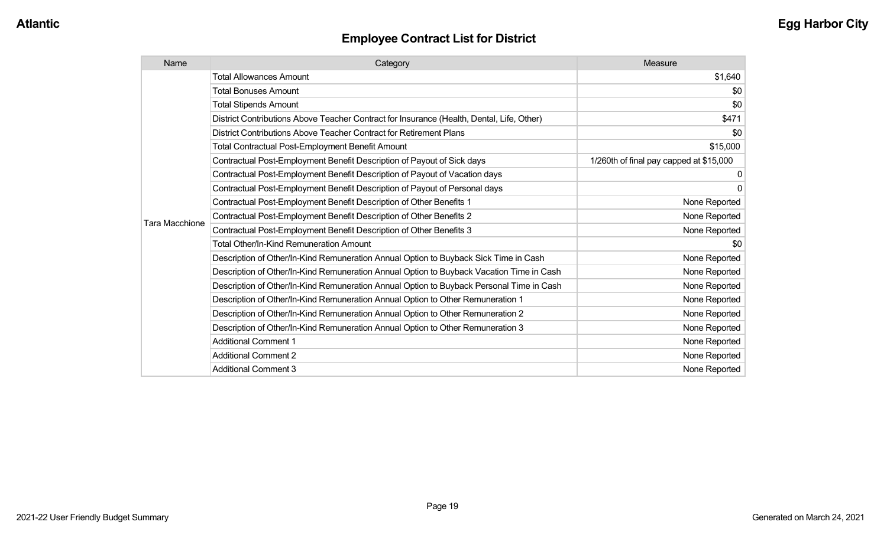## Employee Contract List for District

| Name | Category | Measure |
|---|---|---|
| Tara Macchione | Total Allowances Amount | $1,640 |
| | Total Bonuses Amount | $0 |
| | Total Stipends Amount | $0 |
| | District Contributions Above Teacher Contract for Insurance (Health, Dental, Life, Other) | $471 |
| | District Contributions Above Teacher Contract for Retirement Plans | $0 |
| | Total Contractual Post-Employment Benefit Amount | $15,000 |
| | Contractual Post-Employment Benefit Description of Payout of Sick days | 1/260th of final pay capped at $15,000 |
| | Contractual Post-Employment Benefit Description of Payout of Vacation days | 0 |
| | Contractual Post-Employment Benefit Description of Payout of Personal days | 0 |
| | Contractual Post-Employment Benefit Description of Other Benefits 1 | None Reported |
| | Contractual Post-Employment Benefit Description of Other Benefits 2 | None Reported |
| | Contractual Post-Employment Benefit Description of Other Benefits 3 | None Reported |
| | Total Other/In-Kind Remuneration Amount | $0 |
| | Description of Other/In-Kind Remuneration Annual Option to Buyback Sick Time in Cash | None Reported |
| | Description of Other/In-Kind Remuneration Annual Option to Buyback Vacation Time in Cash | None Reported |
| | Description of Other/In-Kind Remuneration Annual Option to Buyback Personal Time in Cash | None Reported |
| | Description of Other/In-Kind Remuneration Annual Option to Other Remuneration 1 | None Reported |
| | Description of Other/In-Kind Remuneration Annual Option to Other Remuneration 2 | None Reported |
| | Description of Other/In-Kind Remuneration Annual Option to Other Remuneration 3 | None Reported |
| | Additional Comment 1 | None Reported |
| | Additional Comment 2 | None Reported |
| | Additional Comment 3 | None Reported |